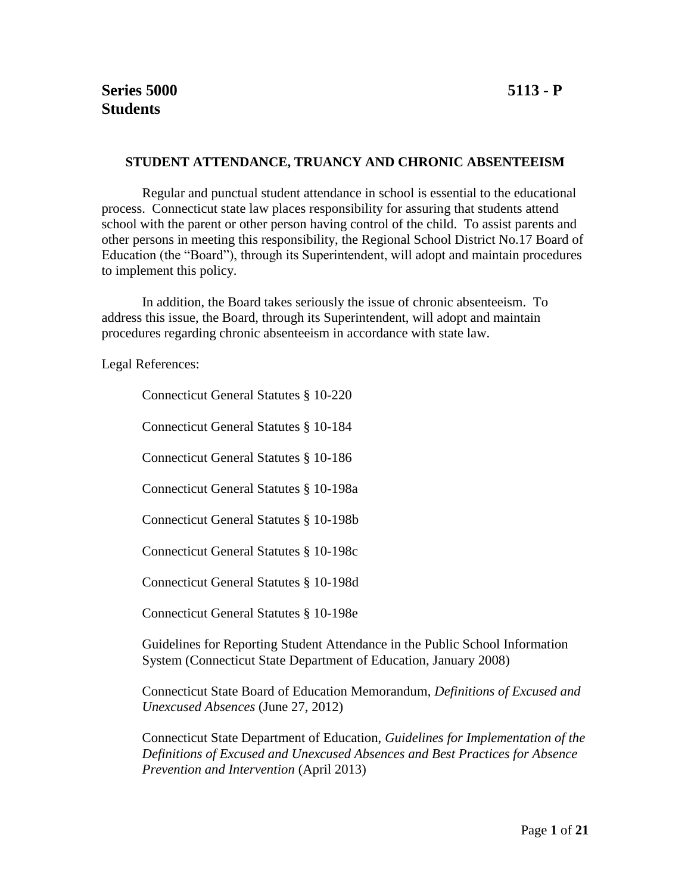**Series 5000** **5113 - P**
**Students**

## STUDENT ATTENDANCE, TRUANCY AND CHRONIC ABSENTEEISM

Regular and punctual student attendance in school is essential to the educational process. Connecticut state law places responsibility for assuring that students attend school with the parent or other person having control of the child. To assist parents and other persons in meeting this responsibility, the Regional School District No.17 Board of Education (the "Board"), through its Superintendent, will adopt and maintain procedures to implement this policy.

In addition, the Board takes seriously the issue of chronic absenteeism. To address this issue, the Board, through its Superintendent, will adopt and maintain procedures regarding chronic absenteeism in accordance with state law.

Legal References:

Connecticut General Statutes § 10-220

Connecticut General Statutes § 10-184

Connecticut General Statutes § 10-186

Connecticut General Statutes § 10-198a

Connecticut General Statutes § 10-198b

Connecticut General Statutes § 10-198c

Connecticut General Statutes § 10-198d

Connecticut General Statutes § 10-198e

Guidelines for Reporting Student Attendance in the Public School Information System (Connecticut State Department of Education, January 2008)

Connecticut State Board of Education Memorandum, *Definitions of Excused and Unexcused Absences* (June 27, 2012)

Connecticut State Department of Education, *Guidelines for Implementation of the Definitions of Excused and Unexcused Absences and Best Practices for Absence Prevention and Intervention* (April 2013)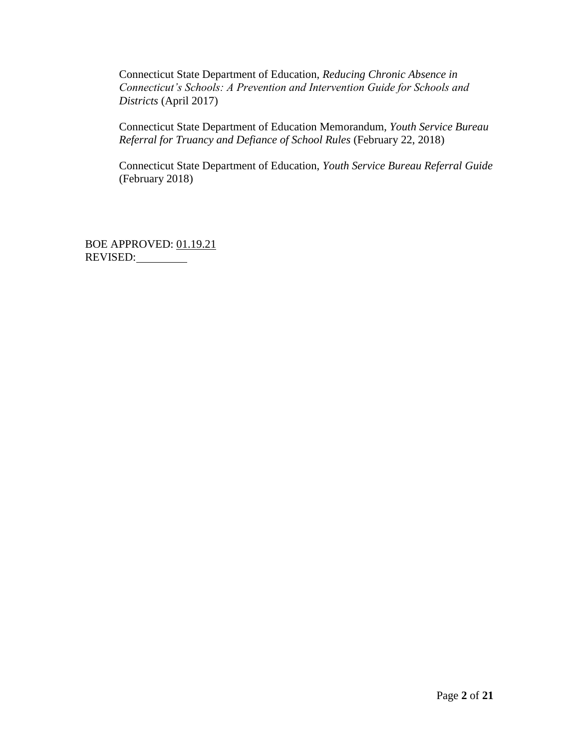Connecticut State Department of Education, *Reducing Chronic Absence in Connecticut's Schools: A Prevention and Intervention Guide for Schools and Districts* (April 2017)

Connecticut State Department of Education Memorandum, *Youth Service Bureau Referral for Truancy and Defiance of School Rules* (February 22, 2018)

Connecticut State Department of Education, *Youth Service Bureau Referral Guide* (February 2018)

BOE APPROVED: 01.19.21
REVISED: ________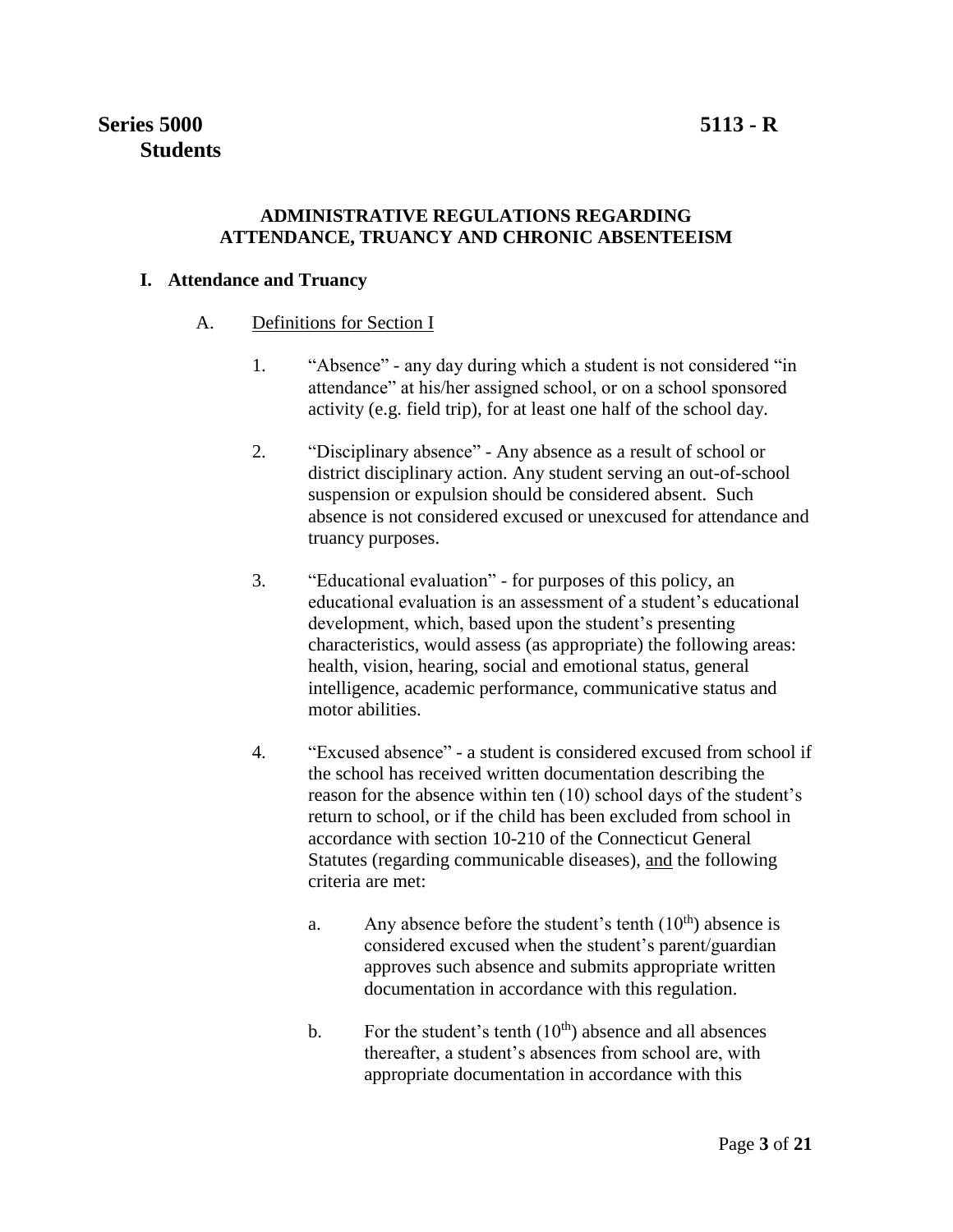**Series 5000 5113 - R**
**Students**

## ADMINISTRATIVE REGULATIONS REGARDING ATTENDANCE, TRUANCY AND CHRONIC ABSENTEEISM

### I. Attendance and Truancy

A. Definitions for Section I

1. "Absence" - any day during which a student is not considered "in attendance" at his/her assigned school, or on a school sponsored activity (e.g. field trip), for at least one half of the school day.

2. "Disciplinary absence" - Any absence as a result of school or district disciplinary action. Any student serving an out-of-school suspension or expulsion should be considered absent. Such absence is not considered excused or unexcused for attendance and truancy purposes.

3. "Educational evaluation" - for purposes of this policy, an educational evaluation is an assessment of a student's educational development, which, based upon the student's presenting characteristics, would assess (as appropriate) the following areas: health, vision, hearing, social and emotional status, general intelligence, academic performance, communicative status and motor abilities.

4. "Excused absence" - a student is considered excused from school if the school has received written documentation describing the reason for the absence within ten (10) school days of the student's return to school, or if the child has been excluded from school in accordance with section 10-210 of the Connecticut General Statutes (regarding communicable diseases), <u>and</u> the following criteria are met:

   a. Any absence before the student's tenth (10th) absence is considered excused when the student's parent/guardian approves such absence and submits appropriate written documentation in accordance with this regulation.

   b. For the student's tenth (10th) absence and all absences thereafter, a student's absences from school are, with appropriate documentation in accordance with this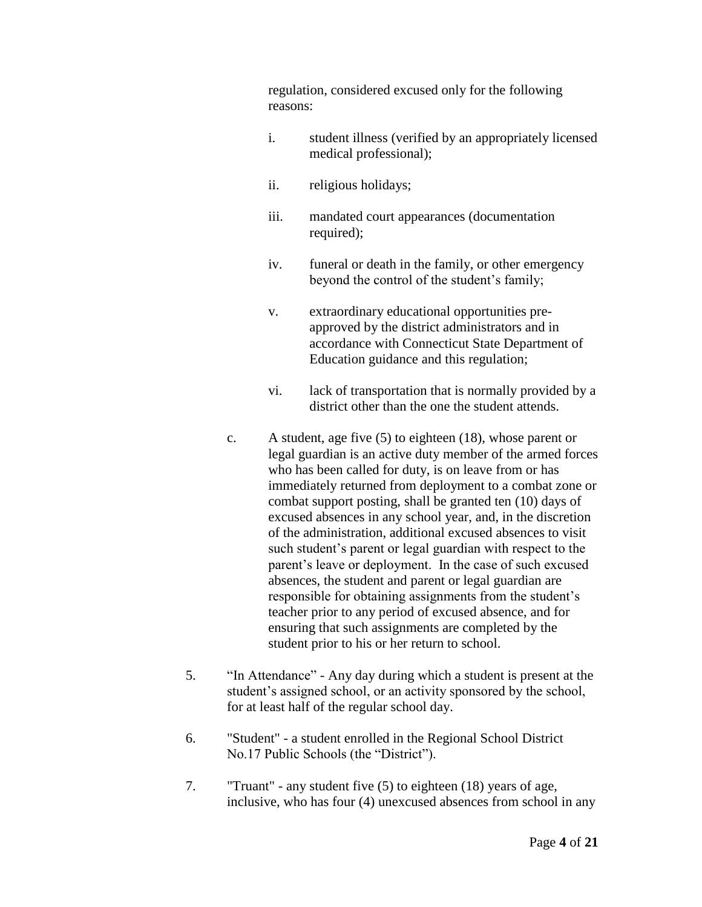regulation, considered excused only for the following reasons:

i. student illness (verified by an appropriately licensed medical professional);

ii. religious holidays;

iii. mandated court appearances (documentation required);

iv. funeral or death in the family, or other emergency beyond the control of the student's family;

v. extraordinary educational opportunities pre-approved by the district administrators and in accordance with Connecticut State Department of Education guidance and this regulation;

vi. lack of transportation that is normally provided by a district other than the one the student attends.

c. A student, age five (5) to eighteen (18), whose parent or legal guardian is an active duty member of the armed forces who has been called for duty, is on leave from or has immediately returned from deployment to a combat zone or combat support posting, shall be granted ten (10) days of excused absences in any school year, and, in the discretion of the administration, additional excused absences to visit such student's parent or legal guardian with respect to the parent's leave or deployment. In the case of such excused absences, the student and parent or legal guardian are responsible for obtaining assignments from the student's teacher prior to any period of excused absence, and for ensuring that such assignments are completed by the student prior to his or her return to school.

5. "In Attendance" - Any day during which a student is present at the student's assigned school, or an activity sponsored by the school, for at least half of the regular school day.

6. "Student" - a student enrolled in the Regional School District No.17 Public Schools (the "District").

7. "Truant" - any student five (5) to eighteen (18) years of age, inclusive, who has four (4) unexcused absences from school in any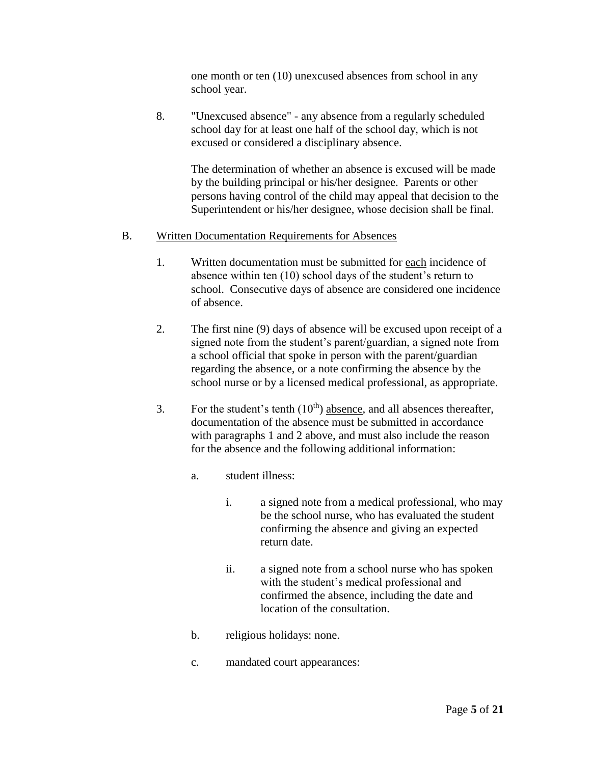one month or ten (10) unexcused absences from school in any school year.

8. "Unexcused absence" - any absence from a regularly scheduled school day for at least one half of the school day, which is not excused or considered a disciplinary absence.

   The determination of whether an absence is excused will be made by the building principal or his/her designee. Parents or other persons having control of the child may appeal that decision to the Superintendent or his/her designee, whose decision shall be final.

B. <u>Written Documentation Requirements for Absences</u>

1. Written documentation must be submitted for <u>each</u> incidence of absence within ten (10) school days of the student's return to school. Consecutive days of absence are considered one incidence of absence.

2. The first nine (9) days of absence will be excused upon receipt of a signed note from the student's parent/guardian, a signed note from a school official that spoke in person with the parent/guardian regarding the absence, or a note confirming the absence by the school nurse or by a licensed medical professional, as appropriate.

3. For the student's tenth (10th) <u>absence</u>, and all absences thereafter, documentation of the absence must be submitted in accordance with paragraphs 1 and 2 above, and must also include the reason for the absence and the following additional information:

   a. student illness:

      i. a signed note from a medical professional, who may be the school nurse, who has evaluated the student confirming the absence and giving an expected return date.

      ii. a signed note from a school nurse who has spoken with the student's medical professional and confirmed the absence, including the date and location of the consultation.

   b. religious holidays: none.

   c. mandated court appearances: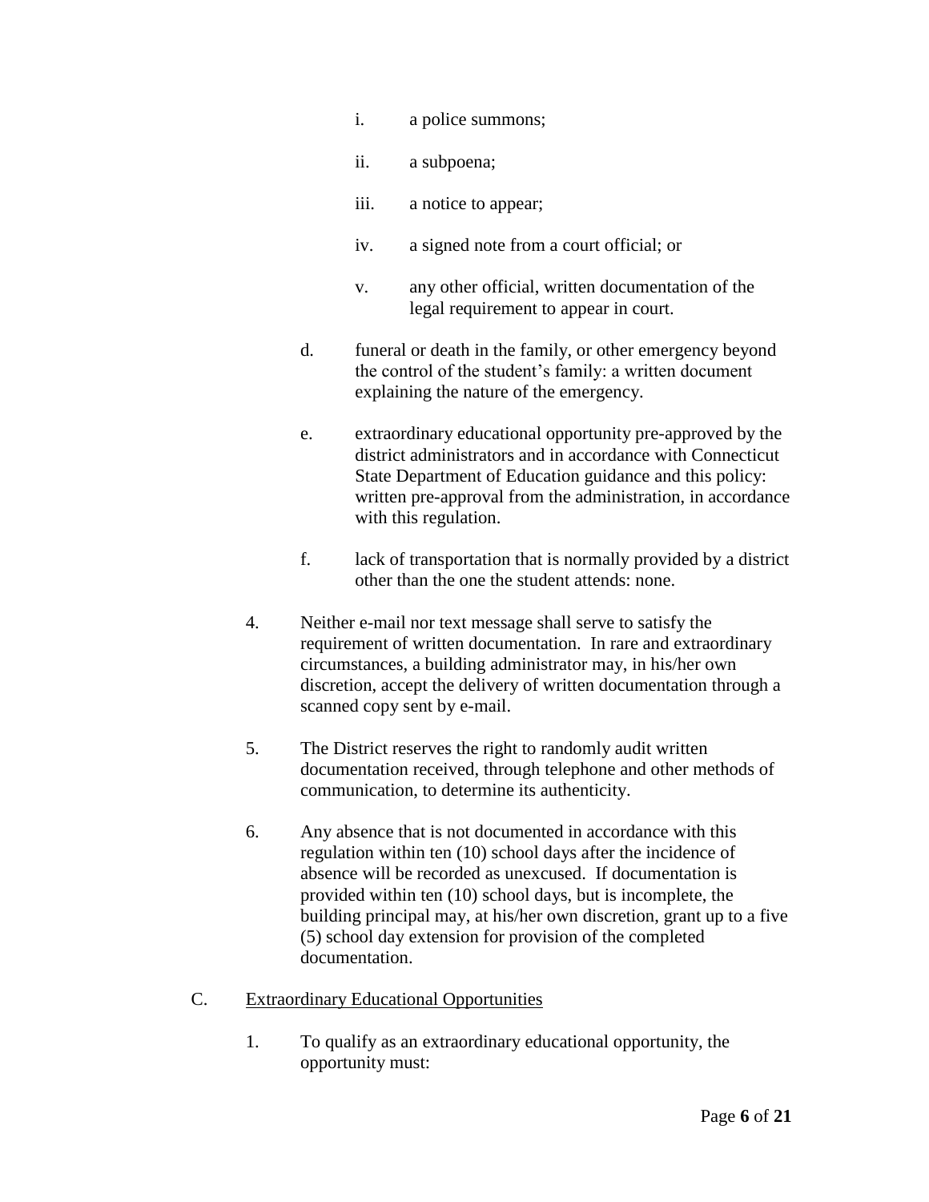i. a police summons;

ii. a subpoena;

iii. a notice to appear;

iv. a signed note from a court official; or

v. any other official, written documentation of the legal requirement to appear in court.

d. funeral or death in the family, or other emergency beyond the control of the student's family: a written document explaining the nature of the emergency.

e. extraordinary educational opportunity pre-approved by the district administrators and in accordance with Connecticut State Department of Education guidance and this policy: written pre-approval from the administration, in accordance with this regulation.

f. lack of transportation that is normally provided by a district other than the one the student attends: none.

4. Neither e-mail nor text message shall serve to satisfy the requirement of written documentation. In rare and extraordinary circumstances, a building administrator may, in his/her own discretion, accept the delivery of written documentation through a scanned copy sent by e-mail.

5. The District reserves the right to randomly audit written documentation received, through telephone and other methods of communication, to determine its authenticity.

6. Any absence that is not documented in accordance with this regulation within ten (10) school days after the incidence of absence will be recorded as unexcused. If documentation is provided within ten (10) school days, but is incomplete, the building principal may, at his/her own discretion, grant up to a five (5) school day extension for provision of the completed documentation.

C. Extraordinary Educational Opportunities

1. To qualify as an extraordinary educational opportunity, the opportunity must: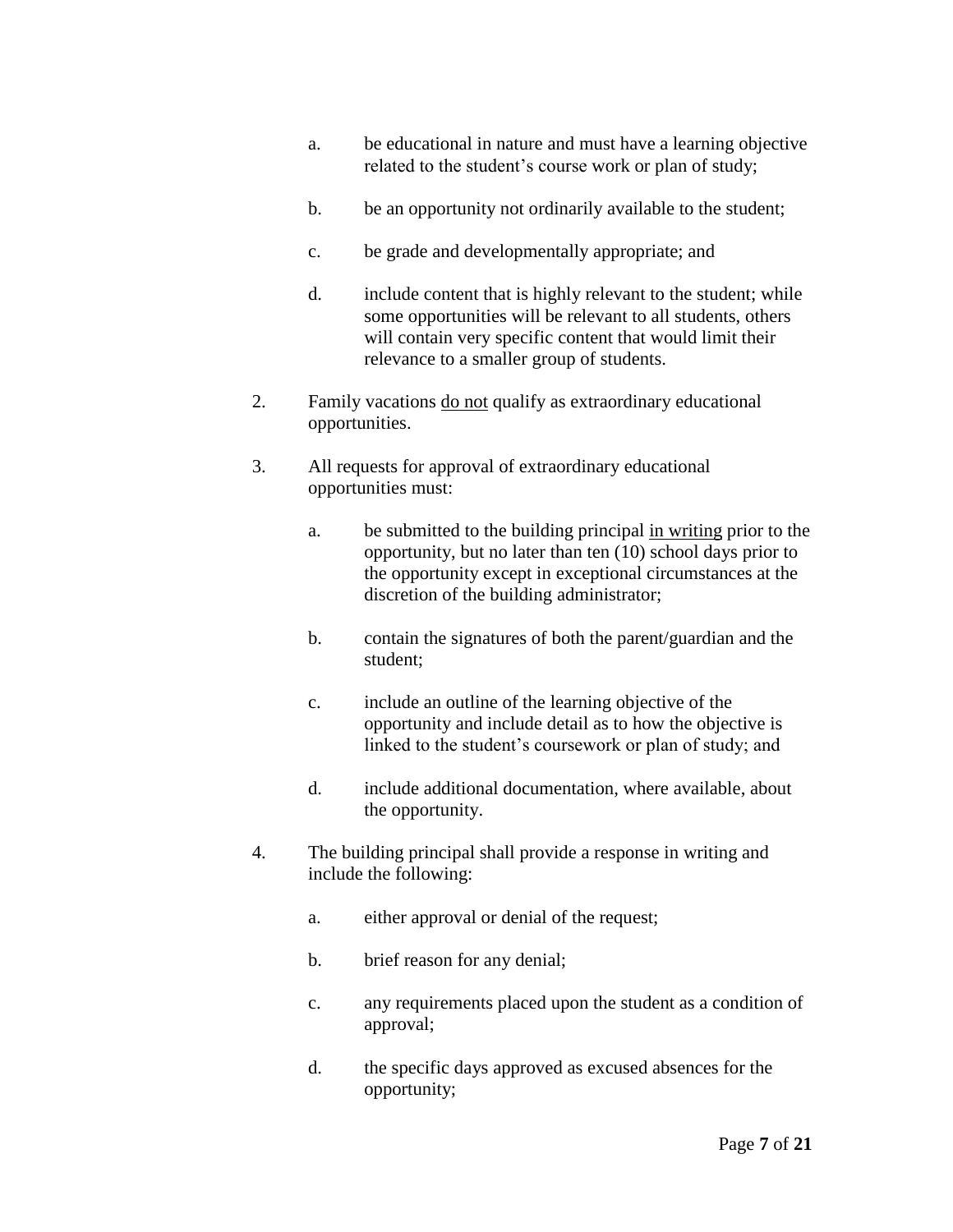a. be educational in nature and must have a learning objective related to the student's course work or plan of study;

b. be an opportunity not ordinarily available to the student;

c. be grade and developmentally appropriate; and

d. include content that is highly relevant to the student; while some opportunities will be relevant to all students, others will contain very specific content that would limit their relevance to a smaller group of students.

2. Family vacations <u>do not</u> qualify as extraordinary educational opportunities.

3. All requests for approval of extraordinary educational opportunities must:

   a. be submitted to the building principal <u>in writing</u> prior to the opportunity, but no later than ten (10) school days prior to the opportunity except in exceptional circumstances at the discretion of the building administrator;

   b. contain the signatures of both the parent/guardian and the student;

   c. include an outline of the learning objective of the opportunity and include detail as to how the objective is linked to the student's coursework or plan of study; and

   d. include additional documentation, where available, about the opportunity.

4. The building principal shall provide a response in writing and include the following:

   a. either approval or denial of the request;

   b. brief reason for any denial;

   c. any requirements placed upon the student as a condition of approval;

   d. the specific days approved as excused absences for the opportunity;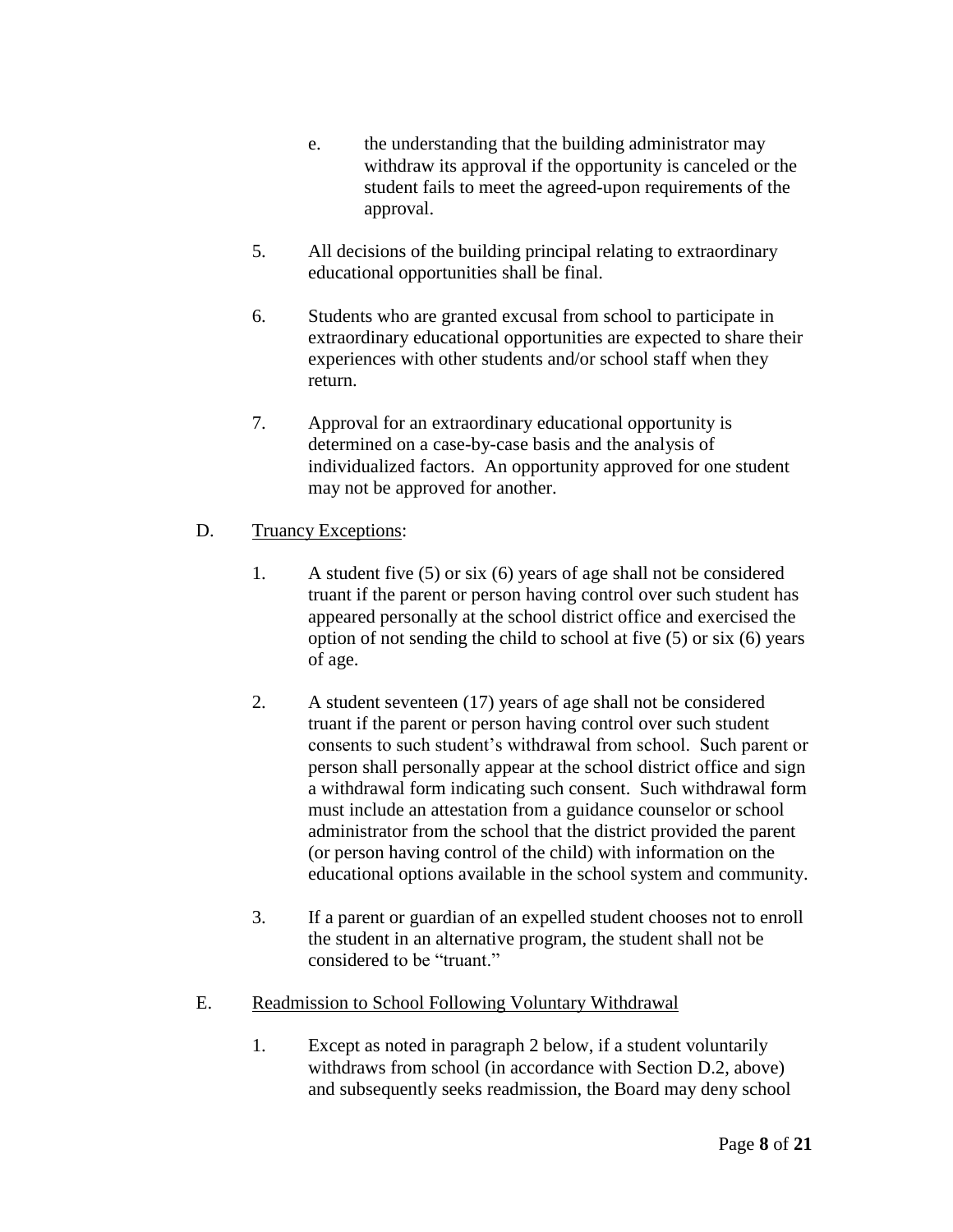e. the understanding that the building administrator may withdraw its approval if the opportunity is canceled or the student fails to meet the agreed-upon requirements of the approval.

5. All decisions of the building principal relating to extraordinary educational opportunities shall be final.

6. Students who are granted excusal from school to participate in extraordinary educational opportunities are expected to share their experiences with other students and/or school staff when they return.

7. Approval for an extraordinary educational opportunity is determined on a case-by-case basis and the analysis of individualized factors. An opportunity approved for one student may not be approved for another.

D. <u>Truancy Exceptions</u>:

1. A student five (5) or six (6) years of age shall not be considered truant if the parent or person having control over such student has appeared personally at the school district office and exercised the option of not sending the child to school at five (5) or six (6) years of age.

2. A student seventeen (17) years of age shall not be considered truant if the parent or person having control over such student consents to such student's withdrawal from school. Such parent or person shall personally appear at the school district office and sign a withdrawal form indicating such consent. Such withdrawal form must include an attestation from a guidance counselor or school administrator from the school that the district provided the parent (or person having control of the child) with information on the educational options available in the school system and community.

3. If a parent or guardian of an expelled student chooses not to enroll the student in an alternative program, the student shall not be considered to be "truant."

E. <u>Readmission to School Following Voluntary Withdrawal</u>

1. Except as noted in paragraph 2 below, if a student voluntarily withdraws from school (in accordance with Section D.2, above) and subsequently seeks readmission, the Board may deny school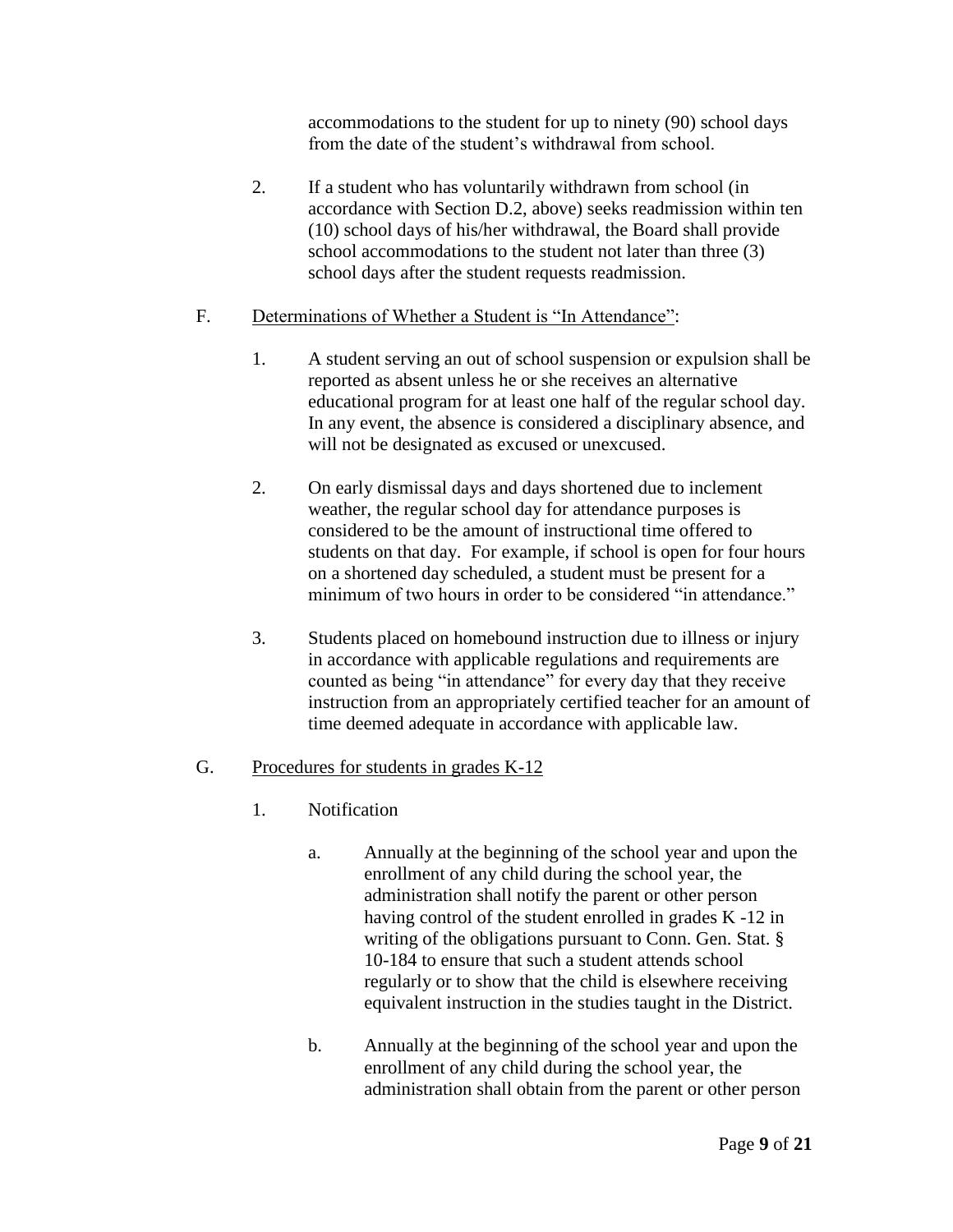accommodations to the student for up to ninety (90) school days from the date of the student's withdrawal from school.

2. If a student who has voluntarily withdrawn from school (in accordance with Section D.2, above) seeks readmission within ten (10) school days of his/her withdrawal, the Board shall provide school accommodations to the student not later than three (3) school days after the student requests readmission.

F. <u>Determinations of Whether a Student is "In Attendance"</u>:

1. A student serving an out of school suspension or expulsion shall be reported as absent unless he or she receives an alternative educational program for at least one half of the regular school day. In any event, the absence is considered a disciplinary absence, and will not be designated as excused or unexcused.

2. On early dismissal days and days shortened due to inclement weather, the regular school day for attendance purposes is considered to be the amount of instructional time offered to students on that day. For example, if school is open for four hours on a shortened day scheduled, a student must be present for a minimum of two hours in order to be considered "in attendance."

3. Students placed on homebound instruction due to illness or injury in accordance with applicable regulations and requirements are counted as being "in attendance" for every day that they receive instruction from an appropriately certified teacher for an amount of time deemed adequate in accordance with applicable law.

G. <u>Procedures for students in grades K-12</u>

1. Notification

   a. Annually at the beginning of the school year and upon the enrollment of any child during the school year, the administration shall notify the parent or other person having control of the student enrolled in grades K -12 in writing of the obligations pursuant to Conn. Gen. Stat. § 10-184 to ensure that such a student attends school regularly or to show that the child is elsewhere receiving equivalent instruction in the studies taught in the District.

   b. Annually at the beginning of the school year and upon the enrollment of any child during the school year, the administration shall obtain from the parent or other person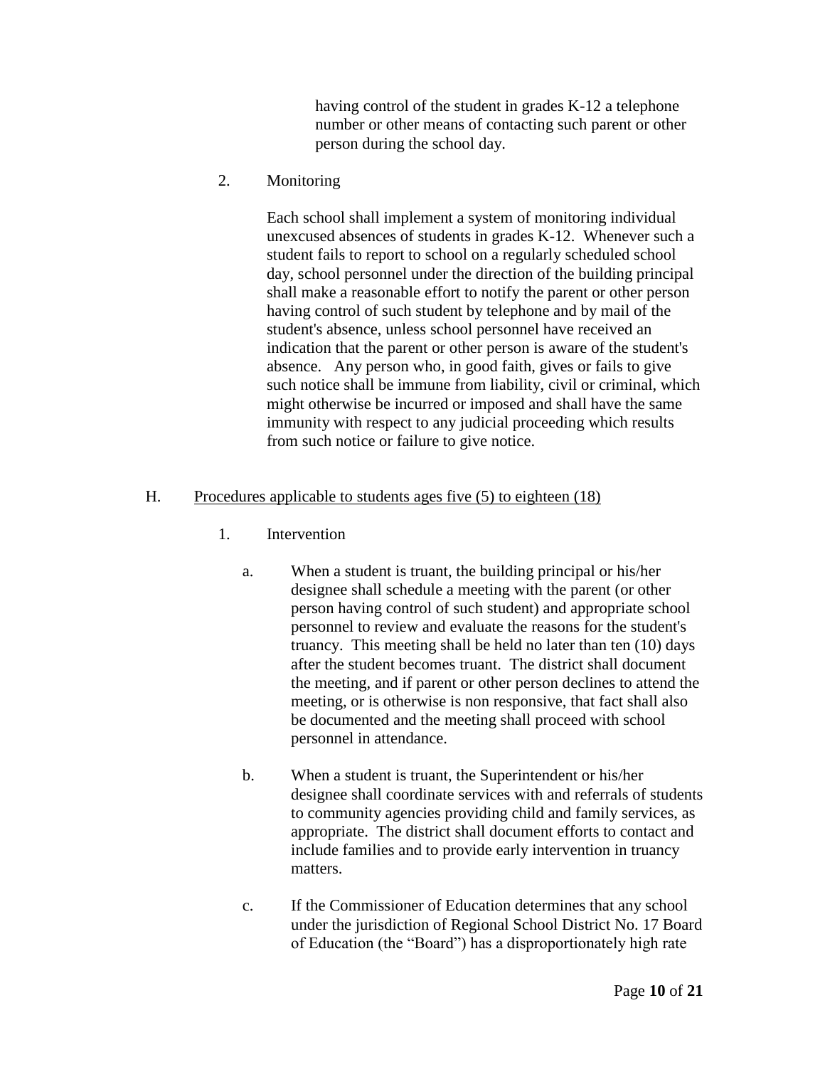having control of the student in grades K-12 a telephone number or other means of contacting such parent or other person during the school day.

2. Monitoring

   Each school shall implement a system of monitoring individual unexcused absences of students in grades K-12. Whenever such a student fails to report to school on a regularly scheduled school day, school personnel under the direction of the building principal shall make a reasonable effort to notify the parent or other person having control of such student by telephone and by mail of the student's absence, unless school personnel have received an indication that the parent or other person is aware of the student's absence. Any person who, in good faith, gives or fails to give such notice shall be immune from liability, civil or criminal, which might otherwise be incurred or imposed and shall have the same immunity with respect to any judicial proceeding which results from such notice or failure to give notice.

H. <u>Procedures applicable to students ages five (5) to eighteen (18)</u>

1. Intervention

   a. When a student is truant, the building principal or his/her designee shall schedule a meeting with the parent (or other person having control of such student) and appropriate school personnel to review and evaluate the reasons for the student's truancy. This meeting shall be held no later than ten (10) days after the student becomes truant. The district shall document the meeting, and if parent or other person declines to attend the meeting, or is otherwise is non responsive, that fact shall also be documented and the meeting shall proceed with school personnel in attendance.

   b. When a student is truant, the Superintendent or his/her designee shall coordinate services with and referrals of students to community agencies providing child and family services, as appropriate. The district shall document efforts to contact and include families and to provide early intervention in truancy matters.

   c. If the Commissioner of Education determines that any school under the jurisdiction of Regional School District No. 17 Board of Education (the "Board") has a disproportionately high rate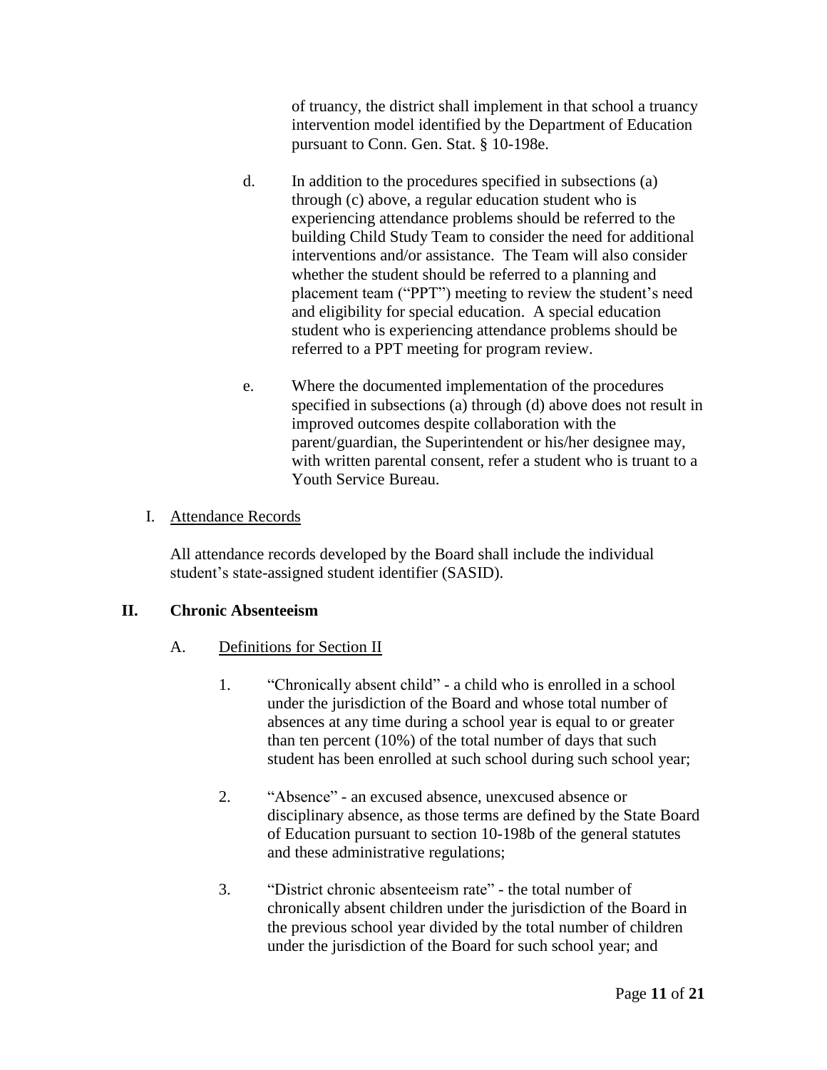of truancy, the district shall implement in that school a truancy intervention model identified by the Department of Education pursuant to Conn. Gen. Stat. § 10-198e.

d. In addition to the procedures specified in subsections (a) through (c) above, a regular education student who is experiencing attendance problems should be referred to the building Child Study Team to consider the need for additional interventions and/or assistance. The Team will also consider whether the student should be referred to a planning and placement team ("PPT") meeting to review the student's need and eligibility for special education. A special education student who is experiencing attendance problems should be referred to a PPT meeting for program review.

e. Where the documented implementation of the procedures specified in subsections (a) through (d) above does not result in improved outcomes despite collaboration with the parent/guardian, the Superintendent or his/her designee may, with written parental consent, refer a student who is truant to a Youth Service Bureau.

I. <u>Attendance Records</u>

All attendance records developed by the Board shall include the individual student's state-assigned student identifier (SASID).

**II. Chronic Absenteeism**

A. <u>Definitions for Section II</u>

1. "Chronically absent child" - a child who is enrolled in a school under the jurisdiction of the Board and whose total number of absences at any time during a school year is equal to or greater than ten percent (10%) of the total number of days that such student has been enrolled at such school during such school year;

2. "Absence" - an excused absence, unexcused absence or disciplinary absence, as those terms are defined by the State Board of Education pursuant to section 10-198b of the general statutes and these administrative regulations;

3. "District chronic absenteeism rate" - the total number of chronically absent children under the jurisdiction of the Board in the previous school year divided by the total number of children under the jurisdiction of the Board for such school year; and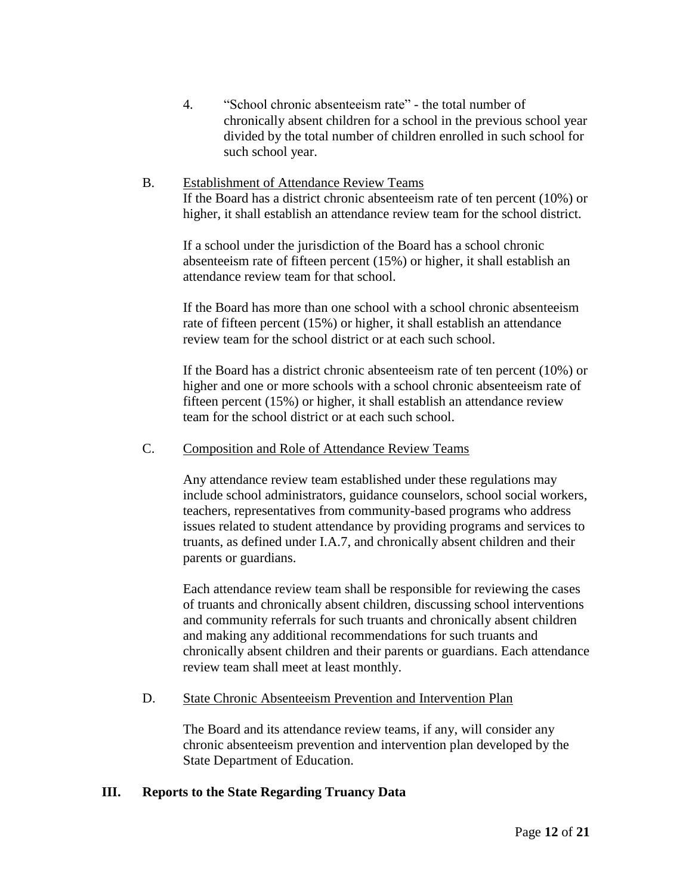4. "School chronic absenteeism rate" - the total number of chronically absent children for a school in the previous school year divided by the total number of children enrolled in such school for such school year.

B. <u>Establishment of Attendance Review Teams</u>

If the Board has a district chronic absenteeism rate of ten percent (10%) or higher, it shall establish an attendance review team for the school district.

If a school under the jurisdiction of the Board has a school chronic absenteeism rate of fifteen percent (15%) or higher, it shall establish an attendance review team for that school.

If the Board has more than one school with a school chronic absenteeism rate of fifteen percent (15%) or higher, it shall establish an attendance review team for the school district or at each such school.

If the Board has a district chronic absenteeism rate of ten percent (10%) or higher and one or more schools with a school chronic absenteeism rate of fifteen percent (15%) or higher, it shall establish an attendance review team for the school district or at each such school.

C. <u>Composition and Role of Attendance Review Teams</u>

Any attendance review team established under these regulations may include school administrators, guidance counselors, school social workers, teachers, representatives from community-based programs who address issues related to student attendance by providing programs and services to truants, as defined under I.A.7, and chronically absent children and their parents or guardians.

Each attendance review team shall be responsible for reviewing the cases of truants and chronically absent children, discussing school interventions and community referrals for such truants and chronically absent children and making any additional recommendations for such truants and chronically absent children and their parents or guardians. Each attendance review team shall meet at least monthly.

D. <u>State Chronic Absenteeism Prevention and Intervention Plan</u>

The Board and its attendance review teams, if any, will consider any chronic absenteeism prevention and intervention plan developed by the State Department of Education.

## III. Reports to the State Regarding Truancy Data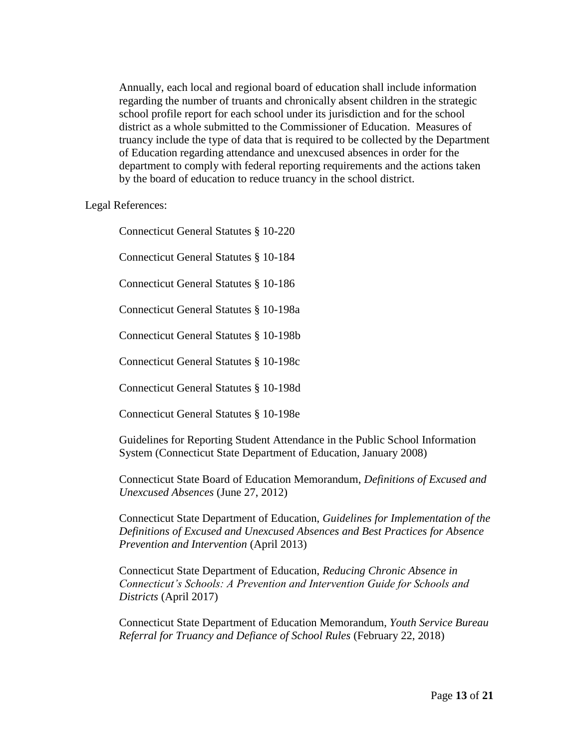Annually, each local and regional board of education shall include information regarding the number of truants and chronically absent children in the strategic school profile report for each school under its jurisdiction and for the school district as a whole submitted to the Commissioner of Education. Measures of truancy include the type of data that is required to be collected by the Department of Education regarding attendance and unexcused absences in order for the department to comply with federal reporting requirements and the actions taken by the board of education to reduce truancy in the school district.

Legal References:

Connecticut General Statutes § 10-220

Connecticut General Statutes § 10-184

Connecticut General Statutes § 10-186

Connecticut General Statutes § 10-198a

Connecticut General Statutes § 10-198b

Connecticut General Statutes § 10-198c

Connecticut General Statutes § 10-198d

Connecticut General Statutes § 10-198e

Guidelines for Reporting Student Attendance in the Public School Information System (Connecticut State Department of Education, January 2008)

Connecticut State Board of Education Memorandum, *Definitions of Excused and Unexcused Absences* (June 27, 2012)

Connecticut State Department of Education, *Guidelines for Implementation of the Definitions of Excused and Unexcused Absences and Best Practices for Absence Prevention and Intervention* (April 2013)

Connecticut State Department of Education, *Reducing Chronic Absence in Connecticut's Schools: A Prevention and Intervention Guide for Schools and Districts* (April 2017)

Connecticut State Department of Education Memorandum, *Youth Service Bureau Referral for Truancy and Defiance of School Rules* (February 22, 2018)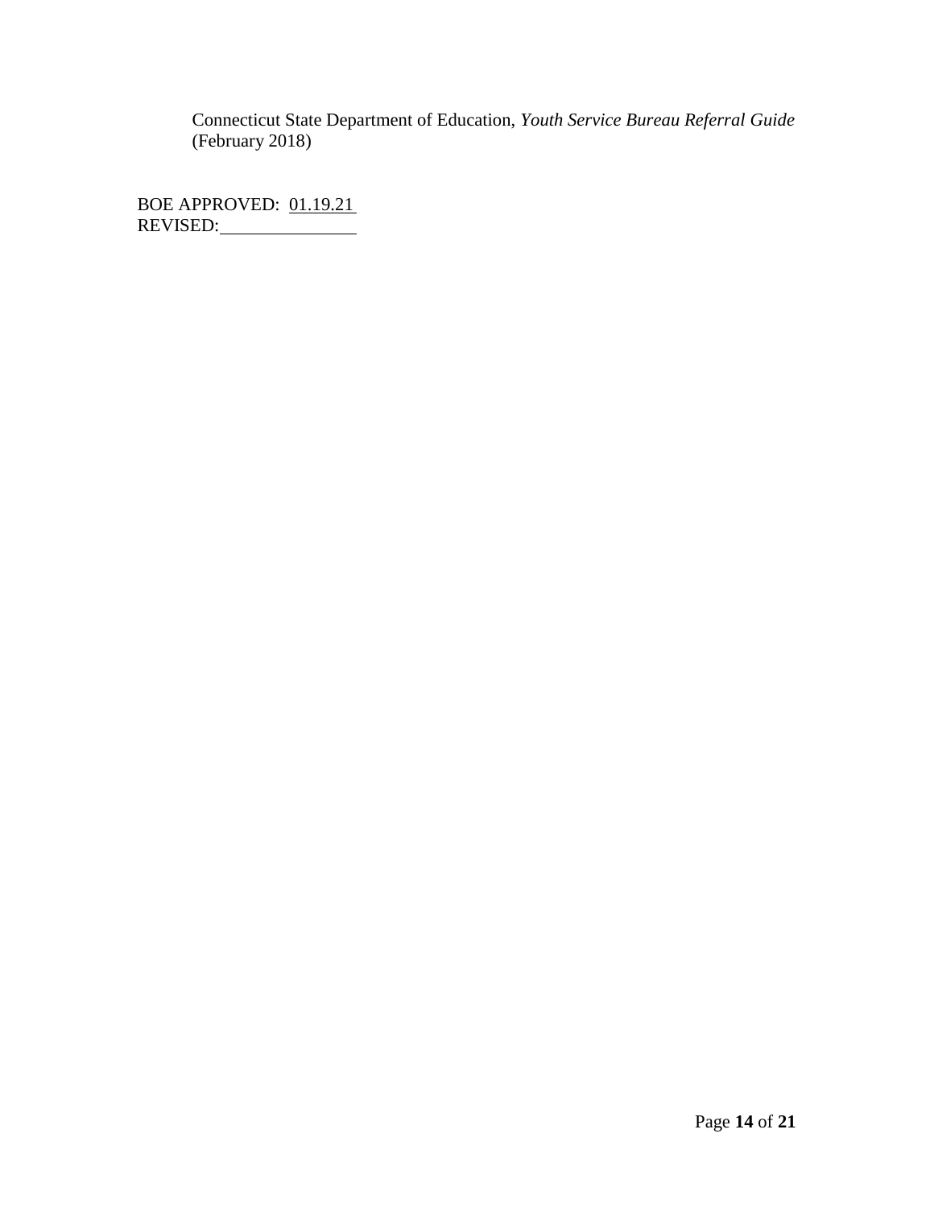Connecticut State Department of Education, *Youth Service Bureau Referral Guide* (February 2018)

BOE APPROVED: 01.19.21
REVISED: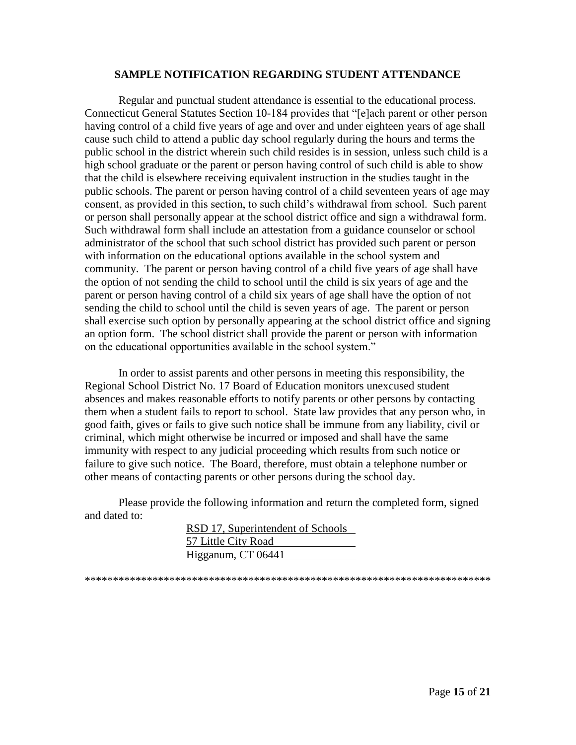## SAMPLE NOTIFICATION REGARDING STUDENT ATTENDANCE

Regular and punctual student attendance is essential to the educational process. Connecticut General Statutes Section 10-184 provides that "[e]ach parent or other person having control of a child five years of age and over and under eighteen years of age shall cause such child to attend a public day school regularly during the hours and terms the public school in the district wherein such child resides is in session, unless such child is a high school graduate or the parent or person having control of such child is able to show that the child is elsewhere receiving equivalent instruction in the studies taught in the public schools. The parent or person having control of a child seventeen years of age may consent, as provided in this section, to such child's withdrawal from school. Such parent or person shall personally appear at the school district office and sign a withdrawal form. Such withdrawal form shall include an attestation from a guidance counselor or school administrator of the school that such school district has provided such parent or person with information on the educational options available in the school system and community. The parent or person having control of a child five years of age shall have the option of not sending the child to school until the child is six years of age and the parent or person having control of a child six years of age shall have the option of not sending the child to school until the child is seven years of age. The parent or person shall exercise such option by personally appearing at the school district office and signing an option form. The school district shall provide the parent or person with information on the educational opportunities available in the school system."

In order to assist parents and other persons in meeting this responsibility, the Regional School District No. 17 Board of Education monitors unexcused student absences and makes reasonable efforts to notify parents or other persons by contacting them when a student fails to report to school. State law provides that any person who, in good faith, gives or fails to give such notice shall be immune from any liability, civil or criminal, which might otherwise be incurred or imposed and shall have the same immunity with respect to any judicial proceeding which results from such notice or failure to give such notice. The Board, therefore, must obtain a telephone number or other means of contacting parents or other persons during the school day.

Please provide the following information and return the completed form, signed and dated to:

RSD 17, Superintendent of Schools
57 Little City Road
Higganum, CT 06441

************************************************************************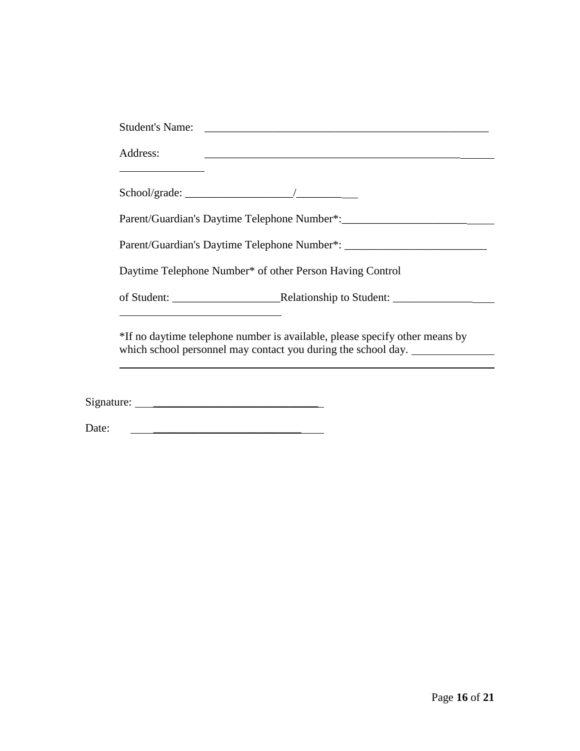Student's Name: ____________________________________________________

Address: ____________________________________________________
_______________

School/grade: ___________________/___________

Parent/Guardian's Daytime Telephone Number*:__________________________

Parent/Guardian's Daytime Telephone Number*: _________________________

Daytime Telephone Number* of other Person Having Control

of Student: ___________________Relationship to Student: __________________
_____________________________

*If no daytime telephone number is available, please specify other means by which school personnel may contact you during the school day. ______________
____________________________________________________________________

Signature: ______________________________

Date: ______________________________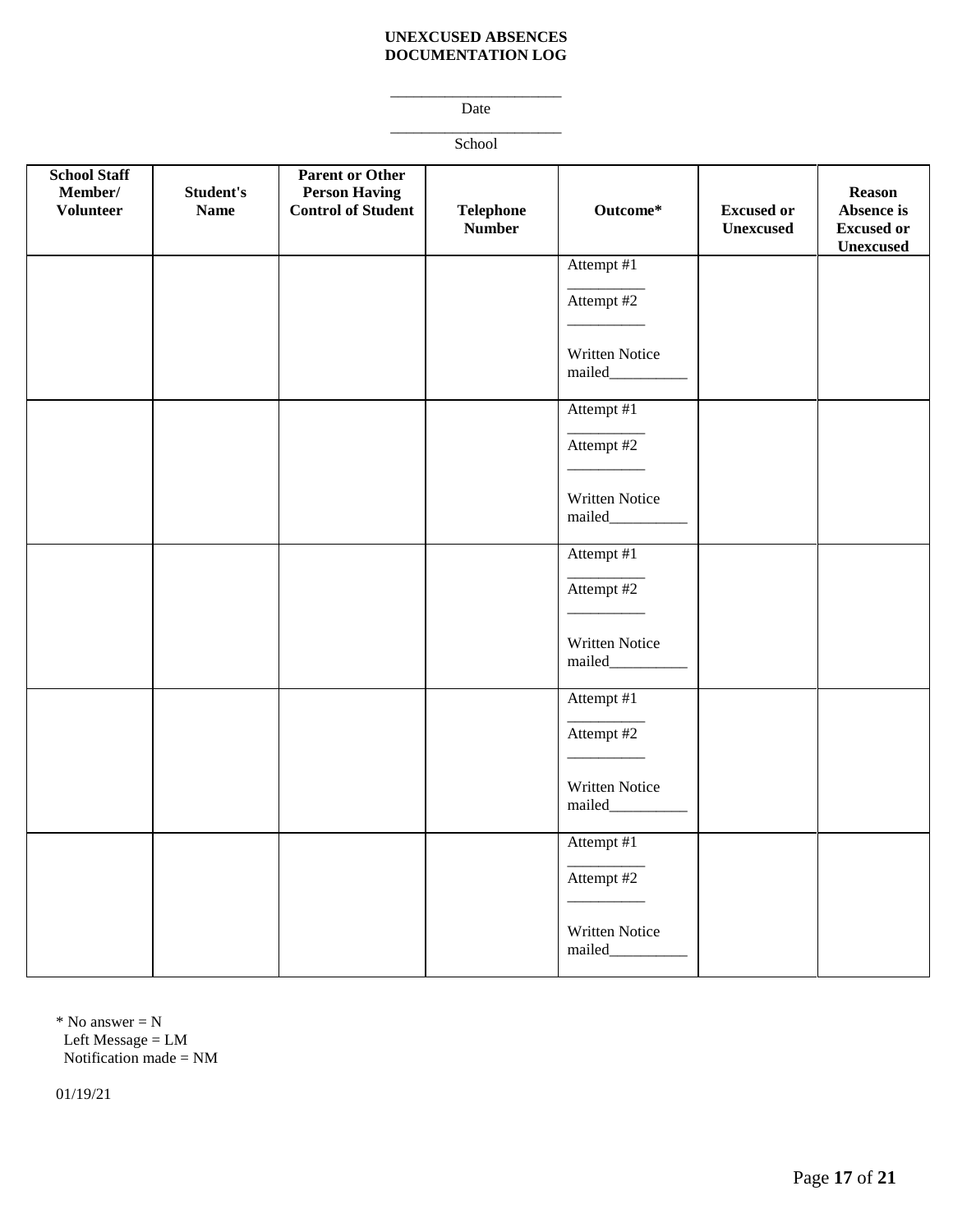**UNEXCUSED ABSENCES**
**DOCUMENTATION LOG**

______________________
Date

______________________
School

| School Staff Member/ Volunteer | Student's Name | Parent or Other Person Having Control of Student | Telephone Number | Outcome* | Excused or Unexcused | Reason Absence is Excused or Unexcused |
|---|---|---|---|---|---|---|
| | | | | Attempt #1 __________ Attempt #2 __________ Written Notice mailed__________ | | |
| | | | | Attempt #1 __________ Attempt #2 __________ Written Notice mailed__________ | | |
| | | | | Attempt #1 __________ Attempt #2 __________ Written Notice mailed__________ | | |
| | | | | Attempt #1 __________ Attempt #2 __________ Written Notice mailed__________ | | |
| | | | | Attempt #1 __________ Attempt #2 __________ Written Notice mailed__________ | | |

\* No answer = N
Left Message = LM
Notification made = NM

01/19/21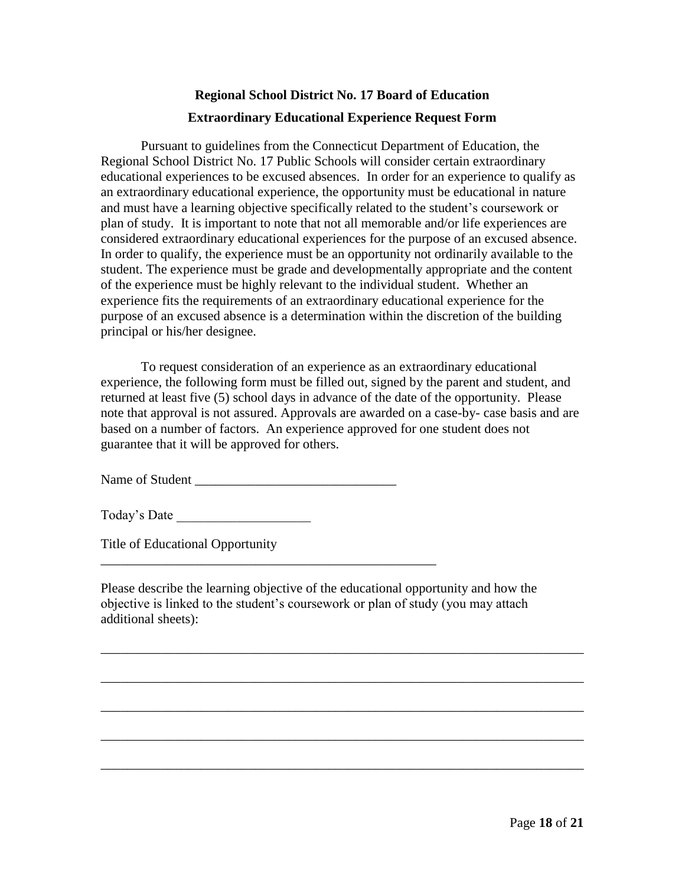**Regional School District No. 17 Board of Education**

**Extraordinary Educational Experience Request Form**

Pursuant to guidelines from the Connecticut Department of Education, the Regional School District No. 17 Public Schools will consider certain extraordinary educational experiences to be excused absences. In order for an experience to qualify as an extraordinary educational experience, the opportunity must be educational in nature and must have a learning objective specifically related to the student's coursework or plan of study. It is important to note that not all memorable and/or life experiences are considered extraordinary educational experiences for the purpose of an excused absence. In order to qualify, the experience must be an opportunity not ordinarily available to the student. The experience must be grade and developmentally appropriate and the content of the experience must be highly relevant to the individual student. Whether an experience fits the requirements of an extraordinary educational experience for the purpose of an excused absence is a determination within the discretion of the building principal or his/her designee.

To request consideration of an experience as an extraordinary educational experience, the following form must be filled out, signed by the parent and student, and returned at least five (5) school days in advance of the date of the opportunity. Please note that approval is not assured. Approvals are awarded on a case-by- case basis and are based on a number of factors. An experience approved for one student does not guarantee that it will be approved for others.

Name of Student ______________________________

Today's Date ____________________

Title of Educational Opportunity
__________________________________________________

Please describe the learning objective of the educational opportunity and how the objective is linked to the student's coursework or plan of study (you may attach additional sheets):

________________________________________________________________________

________________________________________________________________________

________________________________________________________________________

________________________________________________________________________

________________________________________________________________________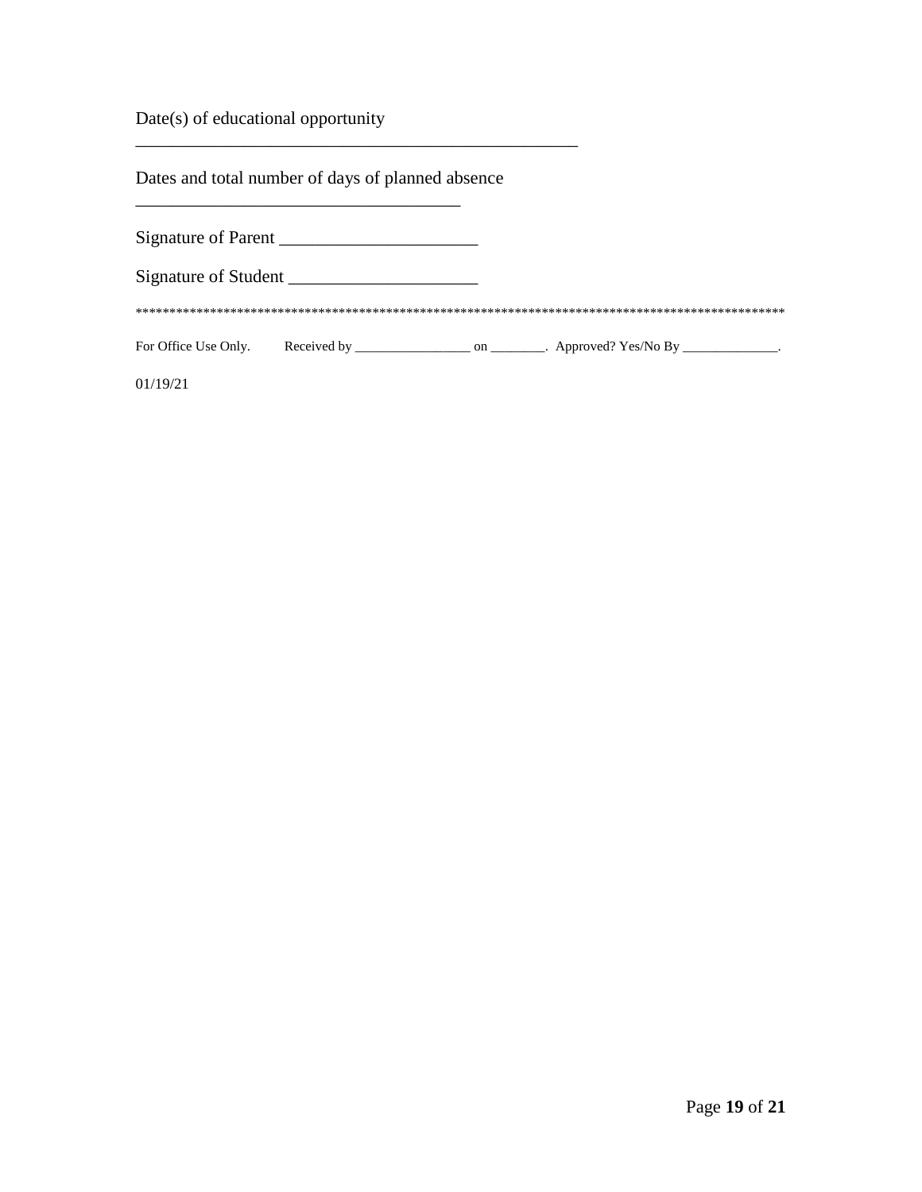Date(s) of educational opportunity

___________________________________________________

Dates and total number of days of planned absence

_____________________________________

Signature of Parent ______________________

Signature of Student _____________________

*****************************************************************************************************

For Office Use Only.     Received by _________________ on ________.  Approved? Yes/No By ______________.

01/19/21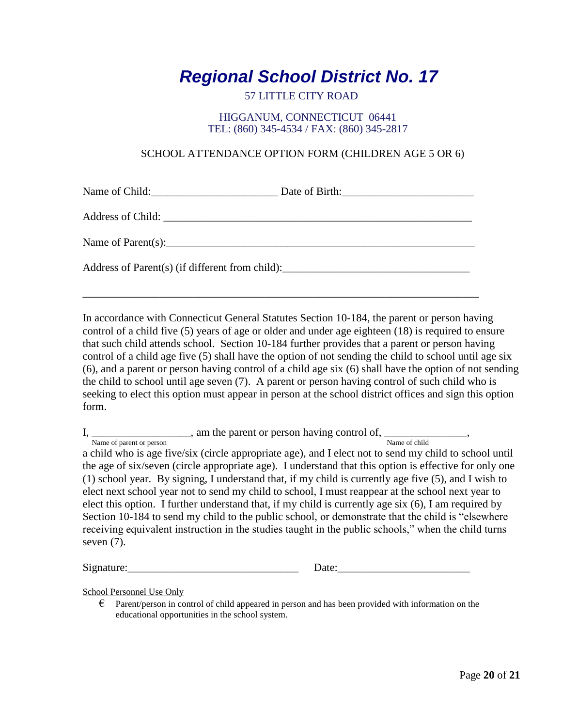# *Regional School District No. 17*

57 LITTLE CITY ROAD

HIGGANUM, CONNECTICUT 06441
TEL: (860) 345-4534 / FAX: (860) 345-2817

SCHOOL ATTENDANCE OPTION FORM (CHILDREN AGE 5 OR 6)

Name of Child:______________________ Date of Birth:_______________________

Address of Child: ________________________________________________________

Name of Parent(s):________________________________________________________

Address of Parent(s) (if different from child):_________________________________

___________________________________________________________________________

In accordance with Connecticut General Statutes Section 10-184, the parent or person having control of a child five (5) years of age or older and under age eighteen (18) is required to ensure that such child attends school. Section 10-184 further provides that a parent or person having control of a child age five (5) shall have the option of not sending the child to school until age six (6), and a parent or person having control of a child age six (6) shall have the option of not sending the child to school until age seven (7). A parent or person having control of such child who is seeking to elect this option must appear in person at the school district offices and sign this option form.

I, __________________, am the parent or person having control of, _______________,
Name of parent or person &nbsp;&nbsp;&nbsp;&nbsp;&nbsp;&nbsp;&nbsp;&nbsp;&nbsp;&nbsp;&nbsp;&nbsp;&nbsp;&nbsp;&nbsp;&nbsp;&nbsp;&nbsp;&nbsp;&nbsp;&nbsp;&nbsp;&nbsp;&nbsp;&nbsp;&nbsp;&nbsp;&nbsp;&nbsp;&nbsp;&nbsp;&nbsp;&nbsp;&nbsp;&nbsp;&nbsp;&nbsp;&nbsp;&nbsp;&nbsp; Name of child
a child who is age five/six (circle appropriate age), and I elect not to send my child to school until the age of six/seven (circle appropriate age). I understand that this option is effective for only one (1) school year. By signing, I understand that, if my child is currently age five (5), and I wish to elect next school year not to send my child to school, I must reappear at the school next year to elect this option. I further understand that, if my child is currently age six (6), I am required by Section 10-184 to send my child to the public school, or demonstrate that the child is "elsewhere receiving equivalent instruction in the studies taught in the public schools," when the child turns seven (7).

Signature:______________________________ Date:_______________________

School Personnel Use Only

- ☐ Parent/person in control of child appeared in person and has been provided with information on the educational opportunities in the school system.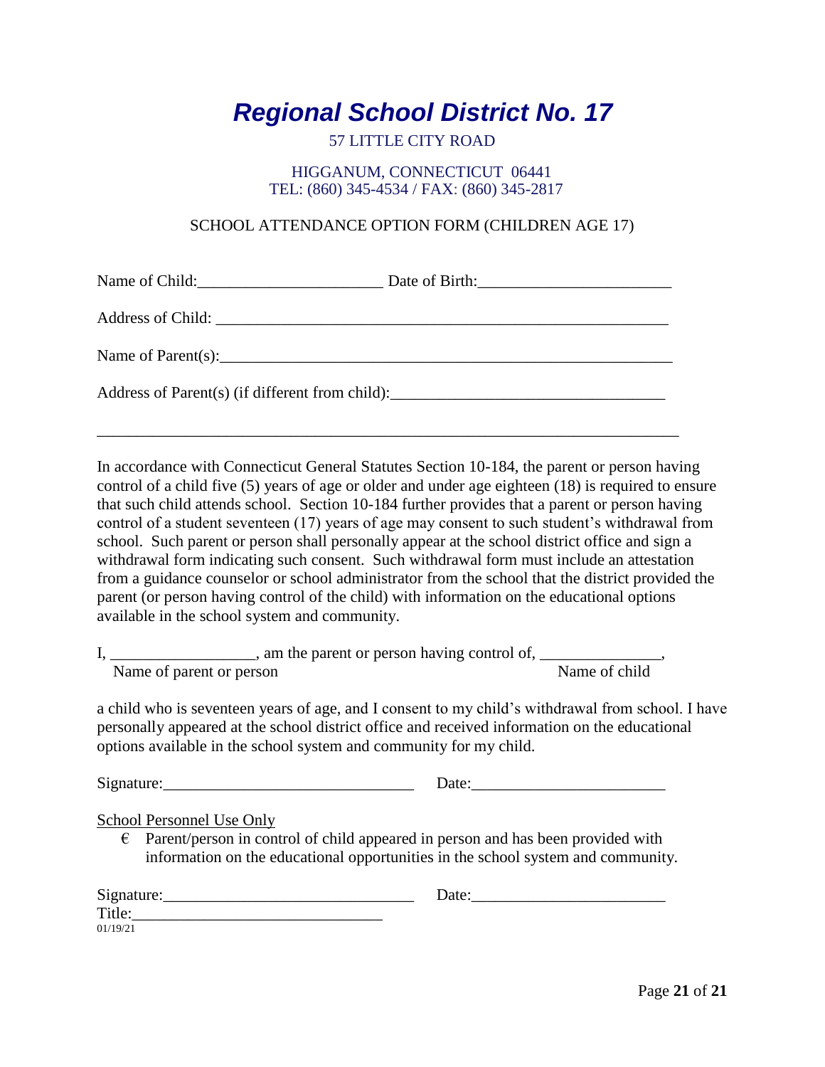# *Regional School District No. 17*

57 LITTLE CITY ROAD

HIGGANUM, CONNECTICUT 06441
TEL: (860) 345-4534 / FAX: (860) 345-2817

SCHOOL ATTENDANCE OPTION FORM (CHILDREN AGE 17)

Name of Child:______________________ Date of Birth:________________________

Address of Child: ________________________________________________________

Name of Parent(s):________________________________________________________

Address of Parent(s) (if different from child):_________________________________

___________________________________________________________________________

In accordance with Connecticut General Statutes Section 10-184, the parent or person having control of a child five (5) years of age or older and under age eighteen (18) is required to ensure that such child attends school. Section 10-184 further provides that a parent or person having control of a student seventeen (17) years of age may consent to such student's withdrawal from school. Such parent or person shall personally appear at the school district office and sign a withdrawal form indicating such consent. Such withdrawal form must include an attestation from a guidance counselor or school administrator from the school that the district provided the parent (or person having control of the child) with information on the educational options available in the school system and community.

I, __________________, am the parent or person having control of, _______________,
Name of parent or person                                        Name of child

a child who is seventeen years of age, and I consent to my child's withdrawal from school. I have personally appeared at the school district office and received information on the educational options available in the school system and community for my child.

Signature:_______________________________ Date:________________________

<u>School Personnel Use Only</u>

- € Parent/person in control of child appeared in person and has been provided with information on the educational opportunities in the school system and community.

Signature:_______________________________ Date:________________________
Title:______________________________

01/19/21